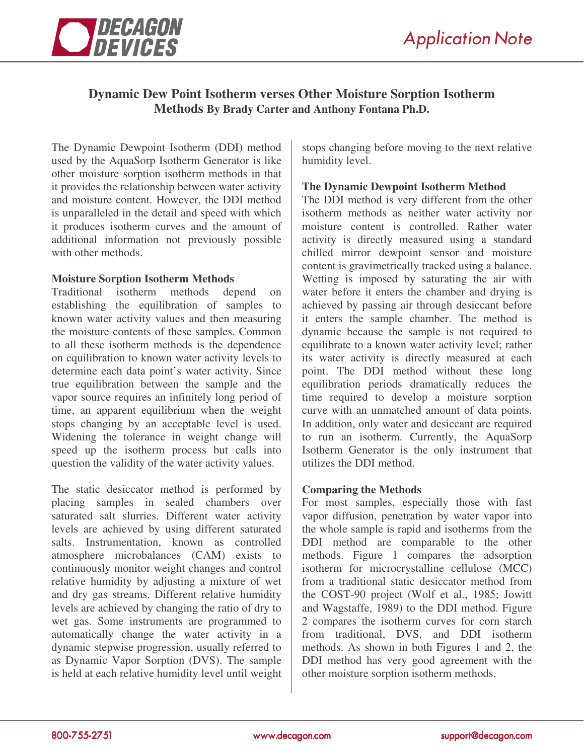# Dynamic Dew Point Isotherm verses Other Moisture Sorption Isotherm Methods

**By Brady Carter and Anthony Fontana Ph.D.**

The Dynamic Dewpoint Isotherm (DDI) method used by the AquaSorp Isotherm Generator is like other moisture sorption isotherm methods in that it provides the relationship between water activity and moisture content. However, the DDI method is unparalleled in the detail and speed with which it produces isotherm curves and the amount of additional information not previously possible with other methods.

## Moisture Sorption Isotherm Methods

Traditional isotherm methods depend on establishing the equilibration of samples to known water activity values and then measuring the moisture contents of these samples. Common to all these isotherm methods is the dependence on equilibration to known water activity levels to determine each data point's water activity. Since true equilibration between the sample and the vapor source requires an infinitely long period of time, an apparent equilibrium when the weight stops changing by an acceptable level is used. Widening the tolerance in weight change will speed up the isotherm process but calls into question the validity of the water activity values.

The static desiccator method is performed by placing samples in sealed chambers over saturated salt slurries. Different water activity levels are achieved by using different saturated salts. Instrumentation, known as controlled atmosphere microbalances (CAM) exists to continuously monitor weight changes and control relative humidity by adjusting a mixture of wet and dry gas streams. Different relative humidity levels are achieved by changing the ratio of dry to wet gas. Some instruments are programmed to automatically change the water activity in a dynamic stepwise progression, usually referred to as Dynamic Vapor Sorption (DVS). The sample is held at each relative humidity level until weight stops changing before moving to the next relative humidity level.

## The Dynamic Dewpoint Isotherm Method

The DDI method is very different from the other isotherm methods as neither water activity nor moisture content is controlled. Rather water activity is directly measured using a standard chilled mirror dewpoint sensor and moisture content is gravimetrically tracked using a balance. Wetting is imposed by saturating the air with water before it enters the chamber and drying is achieved by passing air through desiccant before it enters the sample chamber. The method is dynamic because the sample is not required to equilibrate to a known water activity level; rather its water activity is directly measured at each point. The DDI method without these long equilibration periods dramatically reduces the time required to develop a moisture sorption curve with an unmatched amount of data points. In addition, only water and desiccant are required to run an isotherm. Currently, the AquaSorp Isotherm Generator is the only instrument that utilizes the DDI method.

## Comparing the Methods

For most samples, especially those with fast vapor diffusion, penetration by water vapor into the whole sample is rapid and isotherms from the DDI method are comparable to the other methods. Figure 1 compares the adsorption isotherm for microcrystalline cellulose (MCC) from a traditional static desiccator method from the COST-90 project (Wolf et al., 1985; Jowitt and Wagstaffe, 1989) to the DDI method. Figure 2 compares the isotherm curves for corn starch from traditional, DVS, and DDI isotherm methods. As shown in both Figures 1 and 2, the DDI method has very good agreement with the other moisture sorption isotherm methods.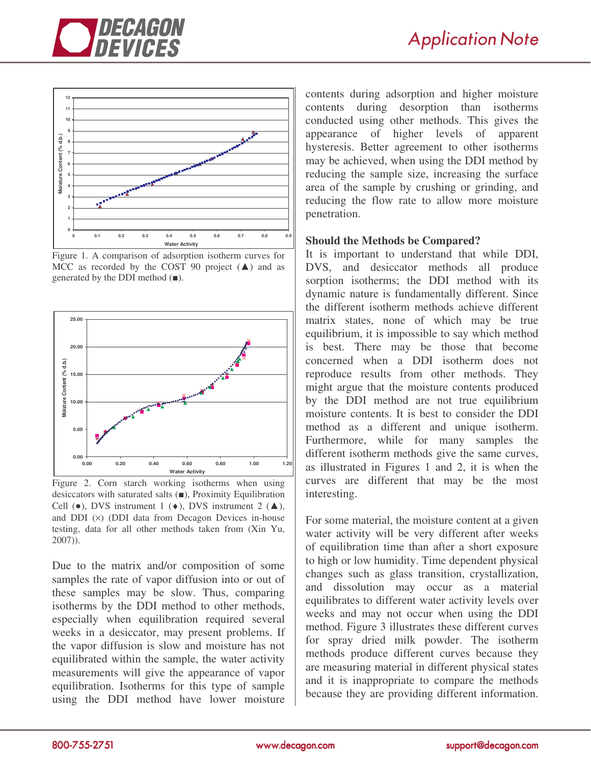Figure 1. A comparison of adsorption isotherm curves for MCC as recorded by the COST 90 project (▲) and as generated by the DDI method (■).

Figure 2. Corn starch working isotherms when using desiccators with saturated salts (■), Proximity Equilibration Cell (●), DVS instrument 1 (♦), DVS instrument 2 (▲), and DDI (×) (DDI data from Decagon Devices in-house testing, data for all other methods taken from (Xin Yu, 2007)).

Due to the matrix and/or composition of some samples the rate of vapor diffusion into or out of these samples may be slow. Thus, comparing isotherms by the DDI method to other methods, especially when equilibration required several weeks in a desiccator, may present problems. If the vapor diffusion is slow and moisture has not equilibrated within the sample, the water activity measurements will give the appearance of vapor equilibration. Isotherms for this type of sample using the DDI method have lower moisture contents during adsorption and higher moisture contents during desorption than isotherms conducted using other methods. This gives the appearance of higher levels of apparent hysteresis. Better agreement to other isotherms may be achieved, when using the DDI method by reducing the sample size, increasing the surface area of the sample by crushing or grinding, and reducing the flow rate to allow more moisture penetration.

## Should the Methods be Compared?

It is important to understand that while DDI, DVS, and desiccator methods all produce sorption isotherms; the DDI method with its dynamic nature is fundamentally different. Since the different isotherm methods achieve different matrix states, none of which may be true equilibrium, it is impossible to say which method is best. There may be those that become concerned when a DDI isotherm does not reproduce results from other methods. They might argue that the moisture contents produced by the DDI method are not true equilibrium moisture contents. It is best to consider the DDI method as a different and unique isotherm. Furthermore, while for many samples the different isotherm methods give the same curves, as illustrated in Figures 1 and 2, it is when the curves are different that may be the most interesting.

For some material, the moisture content at a given water activity will be very different after weeks of equilibration time than after a short exposure to high or low humidity. Time dependent physical changes such as glass transition, crystallization, and dissolution may occur as a material equilibrates to different water activity levels over weeks and may not occur when using the DDI method. Figure 3 illustrates these different curves for spray dried milk powder. The isotherm methods produce different curves because they are measuring material in different physical states and it is inappropriate to compare the methods because they are providing different information.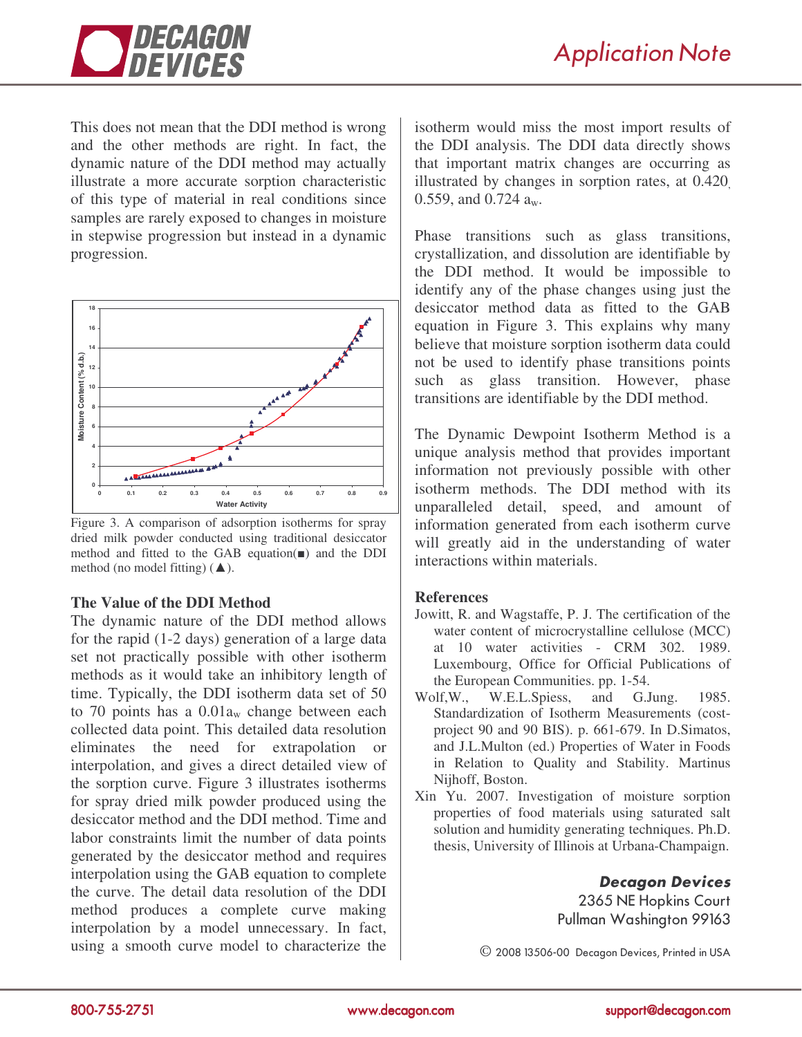This does not mean that the DDI method is wrong and the other methods are right. In fact, the dynamic nature of the DDI method may actually illustrate a more accurate sorption characteristic of this type of material in real conditions since samples are rarely exposed to changes in moisture in stepwise progression but instead in a dynamic progression.

18
16
14
12
10
8
6
4
2
0
Moisture Content (% d.b.)
0 0.1 0.2 0.3 0.4 0.5 0.6 0.7 0.8 0.9
Water Activity

Figure 3. A comparison of adsorption isotherms for spray dried milk powder conducted using traditional desiccator method and fitted to the GAB equation(■) and the DDI method (no model fitting) (▲).

### The Value of the DDI Method

The dynamic nature of the DDI method allows for the rapid (1-2 days) generation of a large data set not practically possible with other isotherm methods as it would take an inhibitory length of time. Typically, the DDI isotherm data set of 50 to 70 points has a $0.01a_w$ change between each collected data point. This detailed data resolution eliminates the need for extrapolation or interpolation, and gives a direct detailed view of the sorption curve. Figure 3 illustrates isotherms for spray dried milk powder produced using the desiccator method and the DDI method. Time and labor constraints limit the number of data points generated by the desiccator method and requires interpolation using the GAB equation to complete the curve. The detail data resolution of the DDI method produces a complete curve making interpolation by a model unnecessary. In fact, using a smooth curve model to characterize the isotherm would miss the most import results of the DDI analysis. The DDI data directly shows that important matrix changes are occurring as illustrated by changes in sorption rates, at 0.420, 0.559, and 0.724 $a_w$.

Phase transitions such as glass transitions, crystallization, and dissolution are identifiable by the DDI method. It would be impossible to identify any of the phase changes using just the desiccator method data as fitted to the GAB equation in Figure 3. This explains why many believe that moisture sorption isotherm data could not be used to identify phase transitions points such as glass transition. However, phase transitions are identifiable by the DDI method.

The Dynamic Dewpoint Isotherm Method is a unique analysis method that provides important information not previously possible with other isotherm methods. The DDI method with its unparalleled detail, speed, and amount of information generated from each isotherm curve will greatly aid in the understanding of water interactions within materials.

### References

Jowitt, R. and Wagstaffe, P. J. The certification of the water content of microcrystalline cellulose (MCC) at 10 water activities - CRM 302. 1989. Luxembourg, Office for Official Publications of the European Communities. pp. 1-54.

Wolf,W., W.E.L.Spiess, and G.Jung. 1985. Standardization of Isotherm Measurements (cost-project 90 and 90 BIS). p. 661-679. In D.Simatos, and J.L.Multon (ed.) Properties of Water in Foods in Relation to Quality and Stability. Martinus Nijhoff, Boston.

Xin Yu. 2007. Investigation of moisture sorption properties of food materials using saturated salt solution and humidity generating techniques. Ph.D. thesis, University of Illinois at Urbana-Champaign.

***Decagon Devices***
2365 NE Hopkins Court
Pullman Washington 99163

© 2008 13506-00 Decagon Devices, Printed in USA